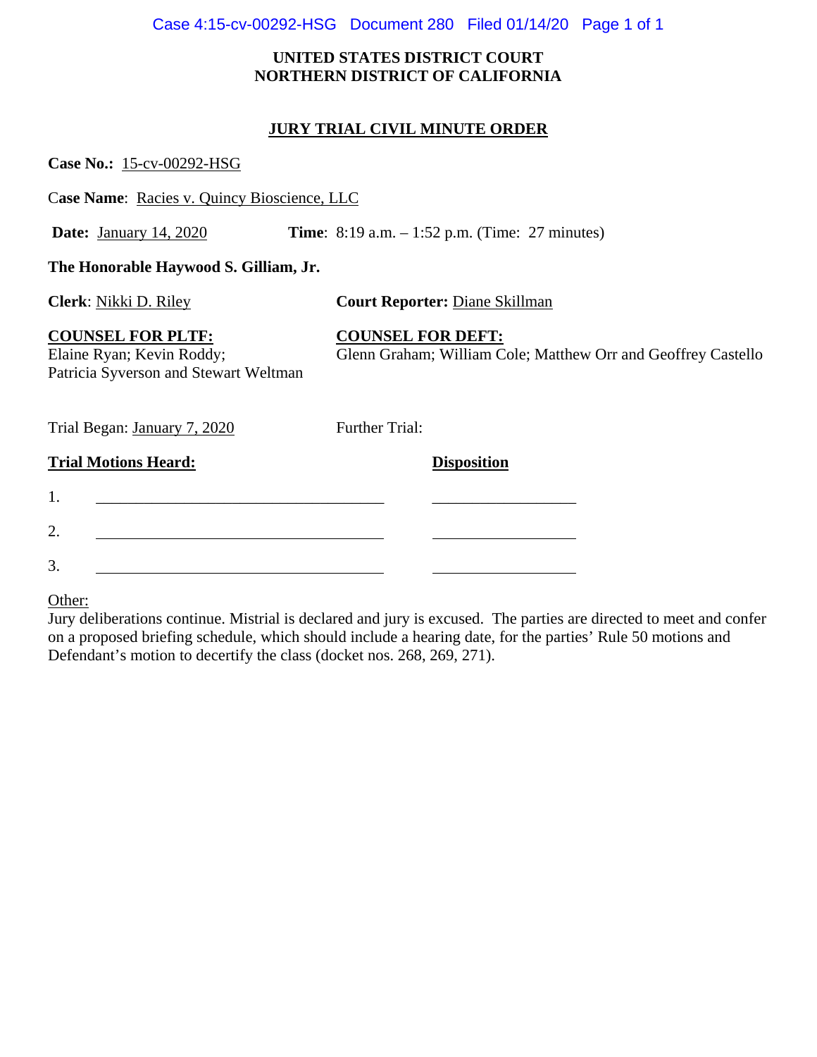**UNITED STATES DISTRICT COURT**
**NORTHERN DISTRICT OF CALIFORNIA**

## JURY TRIAL CIVIL MINUTE ORDER

**Case No.:** 15-cv-00292-HSG

**Case Name**: Racies v. Quincy Bioscience, LLC

**Date:** January 14, 2020 **Time**: 8:19 a.m. – 1:52 p.m. (Time: 27 minutes)

**The Honorable Haywood S. Gilliam, Jr.**

**Clerk**: Nikki D. Riley **Court Reporter:** Diane Skillman

**COUNSEL FOR PLTF:**
Elaine Ryan; Kevin Roddy;
Patricia Syverson and Stewart Weltman

**COUNSEL FOR DEFT:**
Glenn Graham; William Cole; Matthew Orr and Geoffrey Castello

Trial Began: January 7, 2020 Further Trial:

| Trial Motions Heard: | Disposition |
|---|---|
| 1. | |
| 2. | |
| 3. | |

Other:
Jury deliberations continue. Mistrial is declared and jury is excused. The parties are directed to meet and confer on a proposed briefing schedule, which should include a hearing date, for the parties' Rule 50 motions and Defendant's motion to decertify the class (docket nos. 268, 269, 271).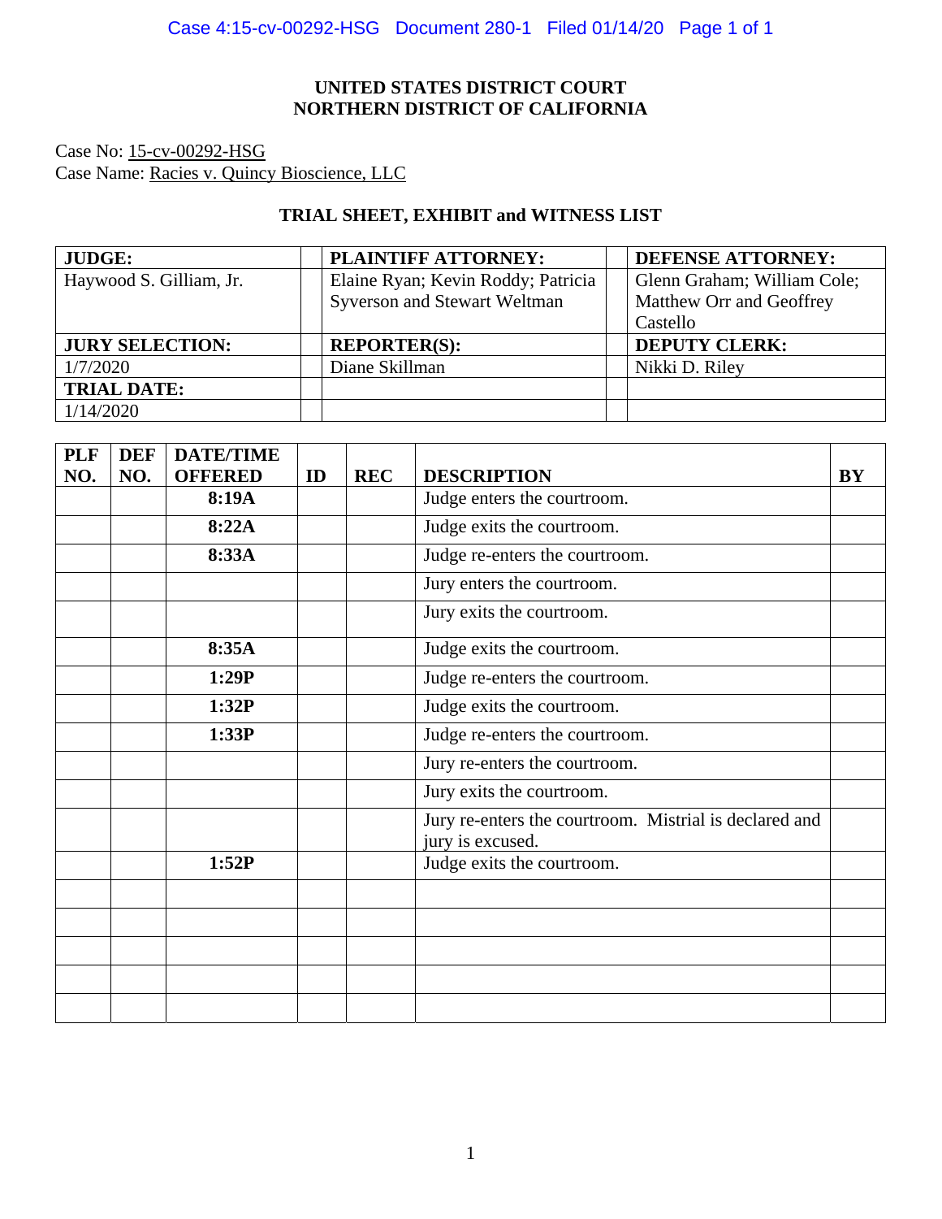**UNITED STATES DISTRICT COURT**
**NORTHERN DISTRICT OF CALIFORNIA**

Case No: 15-cv-00292-HSG
Case Name: Racies v. Quincy Bioscience, LLC

## TRIAL SHEET, EXHIBIT and WITNESS LIST

| JUDGE: | | PLAINTIFF ATTORNEY: | | DEFENSE ATTORNEY: |
|---|---|---|---|---|
| Haywood S. Gilliam, Jr. | | Elaine Ryan; Kevin Roddy; Patricia Syverson and Stewart Weltman | | Glenn Graham; William Cole; Matthew Orr and Geoffrey Castello |
| **JURY SELECTION:** | | **REPORTER(S):** | | **DEPUTY CLERK:** |
| 1/7/2020 | | Diane Skillman | | Nikki D. Riley |
| **TRIAL DATE:** | | | | |
| 1/14/2020 | | | | |

| PLF NO. | DEF NO. | DATE/TIME OFFERED | ID | REC | DESCRIPTION | BY |
|---|---|---|---|---|---|---|
| | | **8:19A** | | | Judge enters the courtroom. | |
| | | **8:22A** | | | Judge exits the courtroom. | |
| | | **8:33A** | | | Judge re-enters the courtroom. | |
| | | | | | Jury enters the courtroom. | |
| | | | | | Jury exits the courtroom. | |
| | | **8:35A** | | | Judge exits the courtroom. | |
| | | **1:29P** | | | Judge re-enters the courtroom. | |
| | | **1:32P** | | | Judge exits the courtroom. | |
| | | **1:33P** | | | Judge re-enters the courtroom. | |
| | | | | | Jury re-enters the courtroom. | |
| | | | | | Jury exits the courtroom. | |
| | | | | | Jury re-enters the courtroom. Mistrial is declared and jury is excused. | |
| | | **1:52P** | | | Judge exits the courtroom. | |
| | | | | | | |
| | | | | | | |
| | | | | | | |
| | | | | | | |
| | | | | | | |